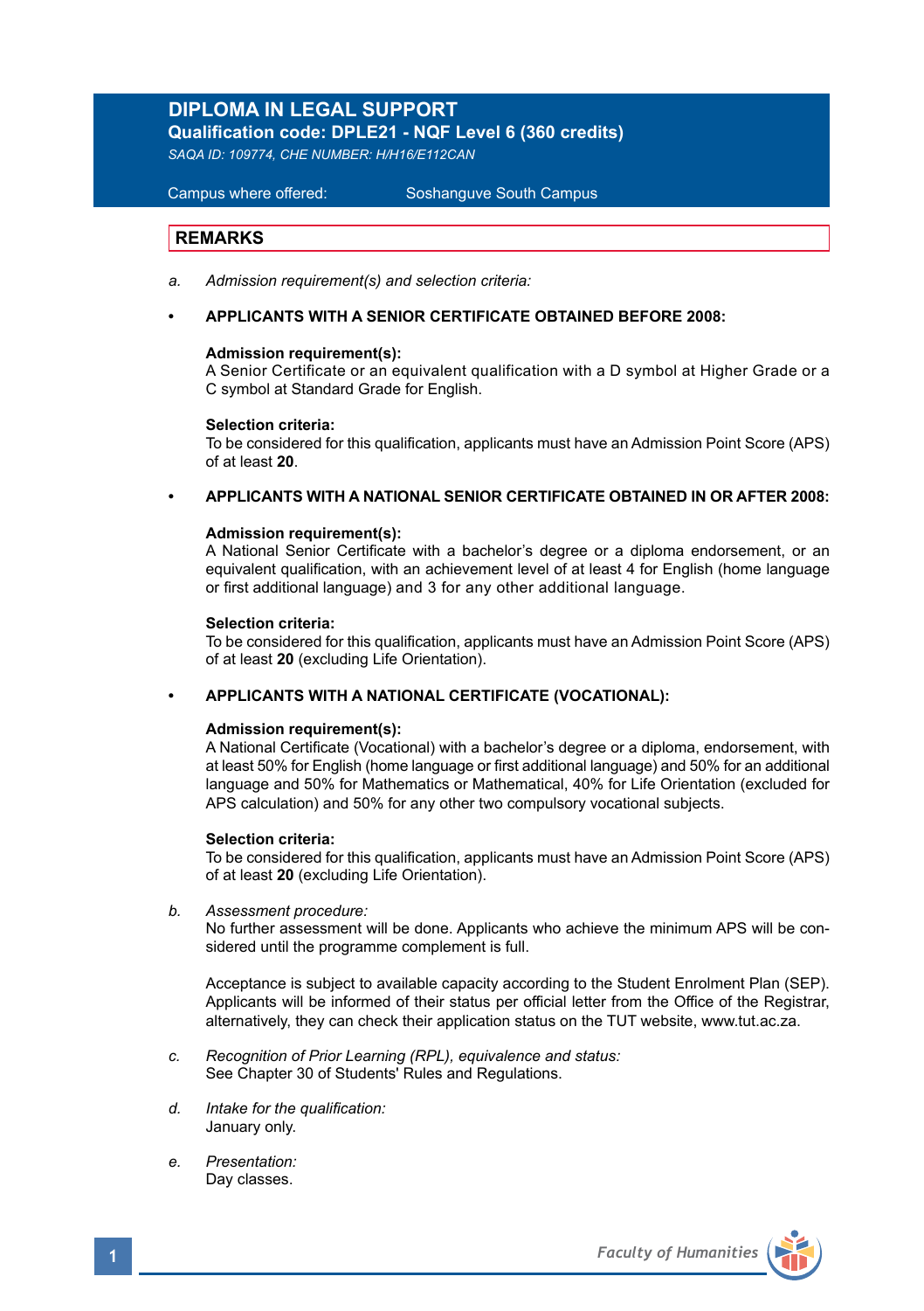# DIPLOMA IN LEGAL SUPPORT

**Qualification code: DPLE21 - NQF Level 6 (360 credits)**

*SAQA ID: 109774, CHE NUMBER: H/H16/E112CAN*

Campus where offered: Soshanguve South Campus

## REMARKS

a. *Admission requirement(s) and selection criteria:*

- **APPLICANTS WITH A SENIOR CERTIFICATE OBTAINED BEFORE 2008:**

  **Admission requirement(s):**
  A Senior Certificate or an equivalent qualification with a D symbol at Higher Grade or a C symbol at Standard Grade for English.

  **Selection criteria:**
  To be considered for this qualification, applicants must have an Admission Point Score (APS) of at least **20**.

- **APPLICANTS WITH A NATIONAL SENIOR CERTIFICATE OBTAINED IN OR AFTER 2008:**

  **Admission requirement(s):**
  A National Senior Certificate with a bachelor's degree or a diploma endorsement, or an equivalent qualification, with an achievement level of at least 4 for English (home language or first additional language) and 3 for any other additional language.

  **Selection criteria:**
  To be considered for this qualification, applicants must have an Admission Point Score (APS) of at least **20** (excluding Life Orientation).

- **APPLICANTS WITH A NATIONAL CERTIFICATE (VOCATIONAL):**

  **Admission requirement(s):**
  A National Certificate (Vocational) with a bachelor's degree or a diploma, endorsement, with at least 50% for English (home language or first additional language) and 50% for an additional language and 50% for Mathematics or Mathematical, 40% for Life Orientation (excluded for APS calculation) and 50% for any other two compulsory vocational subjects.

  **Selection criteria:**
  To be considered for this qualification, applicants must have an Admission Point Score (APS) of at least **20** (excluding Life Orientation).

b. *Assessment procedure:*
No further assessment will be done. Applicants who achieve the minimum APS will be considered until the programme complement is full.

Acceptance is subject to available capacity according to the Student Enrolment Plan (SEP). Applicants will be informed of their status per official letter from the Office of the Registrar, alternatively, they can check their application status on the TUT website, www.tut.ac.za.

c. *Recognition of Prior Learning (RPL), equivalence and status:*
See Chapter 30 of Students' Rules and Regulations.

d. *Intake for the qualification:*
January only.

e. *Presentation:*
Day classes.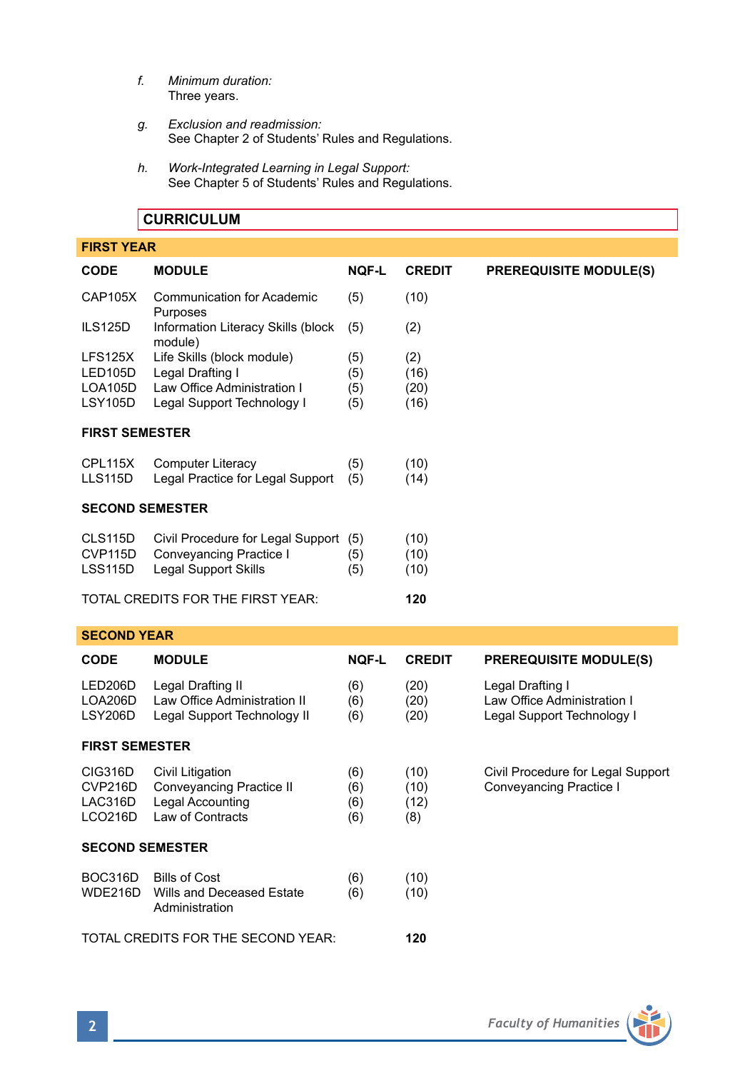f. *Minimum duration:*
   Three years.

g. *Exclusion and readmission:*
   See Chapter 2 of Students' Rules and Regulations.

h. *Work-Integrated Learning in Legal Support:*
   See Chapter 5 of Students' Rules and Regulations.

## CURRICULUM

### FIRST YEAR

| CODE | MODULE | NQF-L | CREDIT | PREREQUISITE MODULE(S) |
|---|---|---|---|---|
| CAP105X | Communication for Academic Purposes | (5) | (10) | |
| ILS125D | Information Literacy Skills (block module) | (5) | (2) | |
| LFS125X | Life Skills (block module) | (5) | (2) | |
| LED105D | Legal Drafting I | (5) | (16) | |
| LOA105D | Law Office Administration I | (5) | (20) | |
| LSY105D | Legal Support Technology I | (5) | (16) | |
| **FIRST SEMESTER** | | | | |
| CPL115X | Computer Literacy | (5) | (10) | |
| LLS115D | Legal Practice for Legal Support | (5) | (14) | |
| **SECOND SEMESTER** | | | | |
| CLS115D | Civil Procedure for Legal Support | (5) | (10) | |
| CVP115D | Conveyancing Practice I | (5) | (10) | |
| LSS115D | Legal Support Skills | (5) | (10) | |
| TOTAL CREDITS FOR THE FIRST YEAR: | | | **120** | |

### SECOND YEAR

| CODE | MODULE | NQF-L | CREDIT | PREREQUISITE MODULE(S) |
|---|---|---|---|---|
| LED206D | Legal Drafting II | (6) | (20) | Legal Drafting I |
| LOA206D | Law Office Administration II | (6) | (20) | Law Office Administration I |
| LSY206D | Legal Support Technology II | (6) | (20) | Legal Support Technology I |
| **FIRST SEMESTER** | | | | |
| CIG316D | Civil Litigation | (6) | (10) | Civil Procedure for Legal Support |
| CVP216D | Conveyancing Practice II | (6) | (10) | Conveyancing Practice I |
| LAC316D | Legal Accounting | (6) | (12) | |
| LCO216D | Law of Contracts | (6) | (8) | |
| **SECOND SEMESTER** | | | | |
| BOC316D | Bills of Cost | (6) | (10) | |
| WDE216D | Wills and Deceased Estate Administration | (6) | (10) | |
| TOTAL CREDITS FOR THE SECOND YEAR: | | | **120** | |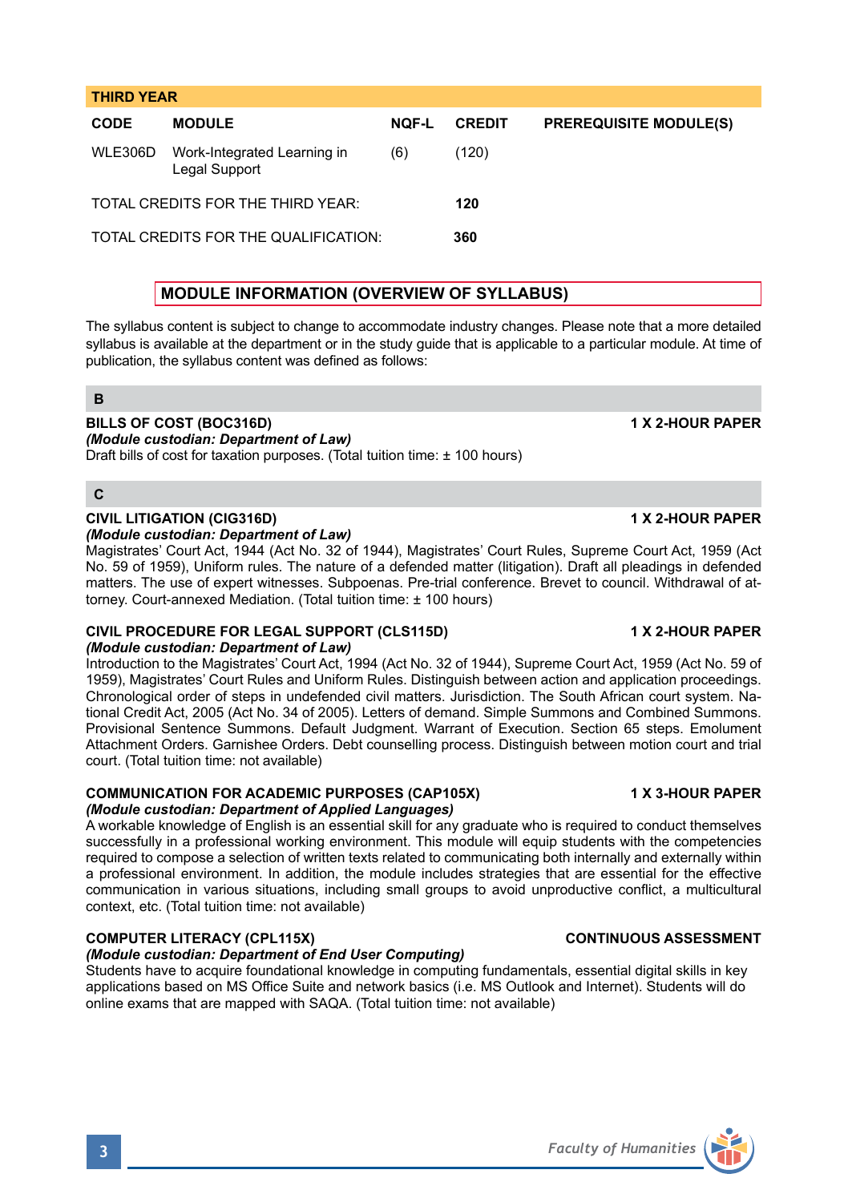| THIRD YEAR | | | | |
|---|---|---|---|---|
| **CODE** | **MODULE** | **NQF-L** | **CREDIT** | **PREREQUISITE MODULE(S)** |
| WLE306D | Work-Integrated Learning in Legal Support | (6) | (120) | |
| TOTAL CREDITS FOR THE THIRD YEAR: | | | **120** | |
| TOTAL CREDITS FOR THE QUALIFICATION: | | | **360** | |

## MODULE INFORMATION (OVERVIEW OF SYLLABUS)

The syllabus content is subject to change to accommodate industry changes. Please note that a more detailed syllabus is available at the department or in the study guide that is applicable to a particular module. At time of publication, the syllabus content was defined as follows:

### B

**BILLS OF COST (BOC316D)** **1 X 2-HOUR PAPER**
***(Module custodian: Department of Law)***
Draft bills of cost for taxation purposes. (Total tuition time: ± 100 hours)

### C

**CIVIL LITIGATION (CIG316D)** **1 X 2-HOUR PAPER**
***(Module custodian: Department of Law)***
Magistrates' Court Act, 1944 (Act No. 32 of 1944), Magistrates' Court Rules, Supreme Court Act, 1959 (Act No. 59 of 1959), Uniform rules. The nature of a defended matter (litigation). Draft all pleadings in defended matters. The use of expert witnesses. Subpoenas. Pre-trial conference. Brevet to council. Withdrawal of attorney. Court-annexed Mediation. (Total tuition time: ± 100 hours)

**CIVIL PROCEDURE FOR LEGAL SUPPORT (CLS115D)** **1 X 2-HOUR PAPER**
***(Module custodian: Department of Law)***
Introduction to the Magistrates' Court Act, 1994 (Act No. 32 of 1944), Supreme Court Act, 1959 (Act No. 59 of 1959), Magistrates' Court Rules and Uniform Rules. Distinguish between action and application proceedings. Chronological order of steps in undefended civil matters. Jurisdiction. The South African court system. National Credit Act, 2005 (Act No. 34 of 2005). Letters of demand. Simple Summons and Combined Summons. Provisional Sentence Summons. Default Judgment. Warrant of Execution. Section 65 steps. Emolument Attachment Orders. Garnishee Orders. Debt counselling process. Distinguish between motion court and trial court. (Total tuition time: not available)

**COMMUNICATION FOR ACADEMIC PURPOSES (CAP105X)** **1 X 3-HOUR PAPER**
***(Module custodian: Department of Applied Languages)***
A workable knowledge of English is an essential skill for any graduate who is required to conduct themselves successfully in a professional working environment. This module will equip students with the competencies required to compose a selection of written texts related to communicating both internally and externally within a professional environment. In addition, the module includes strategies that are essential for the effective communication in various situations, including small groups to avoid unproductive conflict, a multicultural context, etc. (Total tuition time: not available)

**COMPUTER LITERACY (CPL115X)** **CONTINUOUS ASSESSMENT**
***(Module custodian: Department of End User Computing)***
Students have to acquire foundational knowledge in computing fundamentals, essential digital skills in key applications based on MS Office Suite and network basics (i.e. MS Outlook and Internet). Students will do online exams that are mapped with SAQA. (Total tuition time: not available)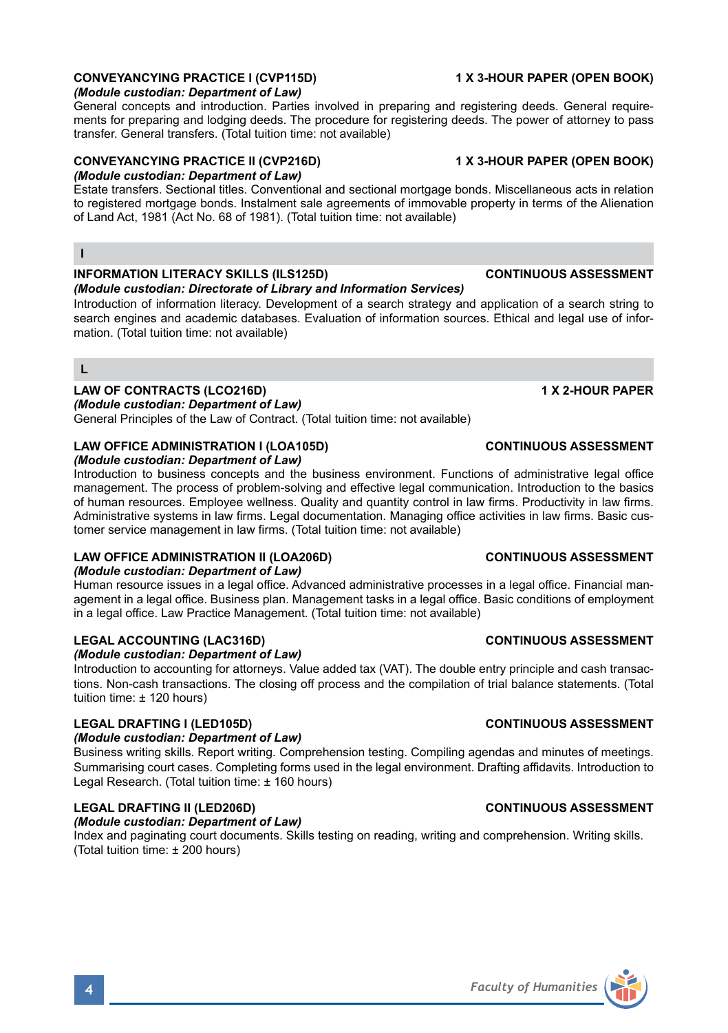### CONVEYANCYING PRACTICE I (CVP115D) — 1 X 3-HOUR PAPER (OPEN BOOK)

*(Module custodian: Department of Law)*

General concepts and introduction. Parties involved in preparing and registering deeds. General requirements for preparing and lodging deeds. The procedure for registering deeds. The power of attorney to pass transfer. General transfers. (Total tuition time: not available)

### CONVEYANCYING PRACTICE II (CVP216D) — 1 X 3-HOUR PAPER (OPEN BOOK)

*(Module custodian: Department of Law)*

Estate transfers. Sectional titles. Conventional and sectional mortgage bonds. Miscellaneous acts in relation to registered mortgage bonds. Instalment sale agreements of immovable property in terms of the Alienation of Land Act, 1981 (Act No. 68 of 1981). (Total tuition time: not available)

## I

### INFORMATION LITERACY SKILLS (ILS125D) — CONTINUOUS ASSESSMENT

*(Module custodian: Directorate of Library and Information Services)*

Introduction of information literacy. Development of a search strategy and application of a search string to search engines and academic databases. Evaluation of information sources. Ethical and legal use of information. (Total tuition time: not available)

## L

### LAW OF CONTRACTS (LCO216D) — 1 X 2-HOUR PAPER

*(Module custodian: Department of Law)*

General Principles of the Law of Contract. (Total tuition time: not available)

### LAW OFFICE ADMINISTRATION I (LOA105D) — CONTINUOUS ASSESSMENT

*(Module custodian: Department of Law)*

Introduction to business concepts and the business environment. Functions of administrative legal office management. The process of problem-solving and effective legal communication. Introduction to the basics of human resources. Employee wellness. Quality and quantity control in law firms. Productivity in law firms. Administrative systems in law firms. Legal documentation. Managing office activities in law firms. Basic customer service management in law firms. (Total tuition time: not available)

### LAW OFFICE ADMINISTRATION II (LOA206D) — CONTINUOUS ASSESSMENT

*(Module custodian: Department of Law)*

Human resource issues in a legal office. Advanced administrative processes in a legal office. Financial management in a legal office. Business plan. Management tasks in a legal office. Basic conditions of employment in a legal office. Law Practice Management. (Total tuition time: not available)

### LEGAL ACCOUNTING (LAC316D) — CONTINUOUS ASSESSMENT

*(Module custodian: Department of Law)*

Introduction to accounting for attorneys. Value added tax (VAT). The double entry principle and cash transactions. Non-cash transactions. The closing off process and the compilation of trial balance statements. (Total tuition time: ± 120 hours)

### LEGAL DRAFTING I (LED105D) — CONTINUOUS ASSESSMENT

*(Module custodian: Department of Law)*

Business writing skills. Report writing. Comprehension testing. Compiling agendas and minutes of meetings. Summarising court cases. Completing forms used in the legal environment. Drafting affidavits. Introduction to Legal Research. (Total tuition time: ± 160 hours)

### LEGAL DRAFTING II (LED206D) — CONTINUOUS ASSESSMENT

*(Module custodian: Department of Law)*

Index and paginating court documents. Skills testing on reading, writing and comprehension. Writing skills. (Total tuition time: ± 200 hours)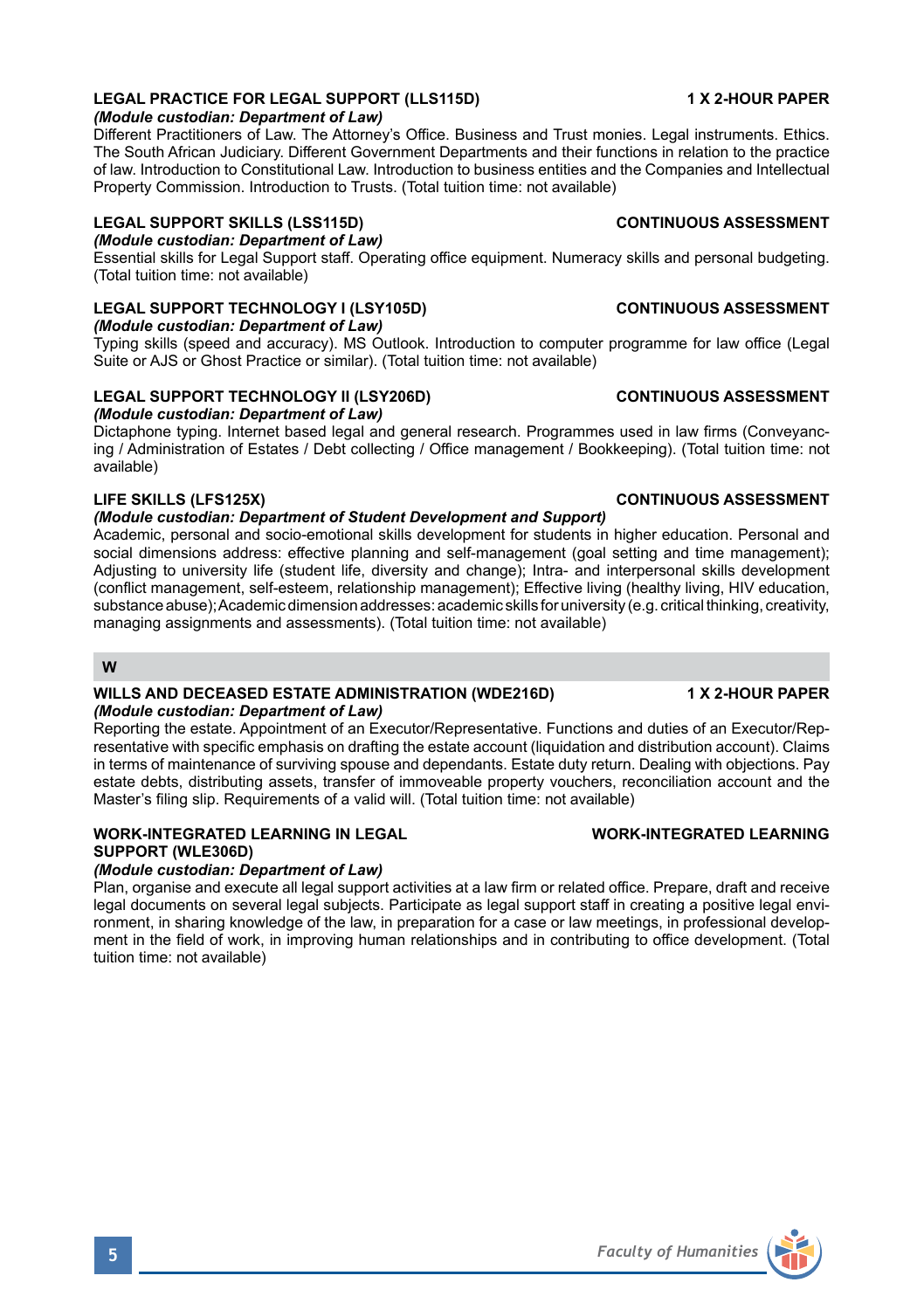**LEGAL PRACTICE FOR LEGAL SUPPORT (LLS115D)** **1 X 2-HOUR PAPER**

***(Module custodian: Department of Law)***

Different Practitioners of Law. The Attorney's Office. Business and Trust monies. Legal instruments. Ethics. The South African Judiciary. Different Government Departments and their functions in relation to the practice of law. Introduction to Constitutional Law. Introduction to business entities and the Companies and Intellectual Property Commission. Introduction to Trusts. (Total tuition time: not available)

**LEGAL SUPPORT SKILLS (LSS115D)** **CONTINUOUS ASSESSMENT**

***(Module custodian: Department of Law)***

Essential skills for Legal Support staff. Operating office equipment. Numeracy skills and personal budgeting. (Total tuition time: not available)

**LEGAL SUPPORT TECHNOLOGY I (LSY105D)** **CONTINUOUS ASSESSMENT**

***(Module custodian: Department of Law)***

Typing skills (speed and accuracy). MS Outlook. Introduction to computer programme for law office (Legal Suite or AJS or Ghost Practice or similar). (Total tuition time: not available)

**LEGAL SUPPORT TECHNOLOGY II (LSY206D)** **CONTINUOUS ASSESSMENT**

***(Module custodian: Department of Law)***

Dictaphone typing. Internet based legal and general research. Programmes used in law firms (Conveyancing / Administration of Estates / Debt collecting / Office management / Bookkeeping). (Total tuition time: not available)

**LIFE SKILLS (LFS125X)** **CONTINUOUS ASSESSMENT**

***(Module custodian: Department of Student Development and Support)***

Academic, personal and socio-emotional skills development for students in higher education. Personal and social dimensions address: effective planning and self-management (goal setting and time management); Adjusting to university life (student life, diversity and change); Intra- and interpersonal skills development (conflict management, self-esteem, relationship management); Effective living (healthy living, HIV education, substance abuse); Academic dimension addresses: academic skills for university (e.g. critical thinking, creativity, managing assignments and assessments). (Total tuition time: not available)

## W

**WILLS AND DECEASED ESTATE ADMINISTRATION (WDE216D)** **1 X 2-HOUR PAPER**

***(Module custodian: Department of Law)***

Reporting the estate. Appointment of an Executor/Representative. Functions and duties of an Executor/Representative with specific emphasis on drafting the estate account (liquidation and distribution account). Claims in terms of maintenance of surviving spouse and dependants. Estate duty return. Dealing with objections. Pay estate debts, distributing assets, transfer of immoveable property vouchers, reconciliation account and the Master's filing slip. Requirements of a valid will. (Total tuition time: not available)

**WORK-INTEGRATED LEARNING IN LEGAL SUPPORT (WLE306D)** **WORK-INTEGRATED LEARNING**

***(Module custodian: Department of Law)***

Plan, organise and execute all legal support activities at a law firm or related office. Prepare, draft and receive legal documents on several legal subjects. Participate as legal support staff in creating a positive legal environment, in sharing knowledge of the law, in preparation for a case or law meetings, in professional development in the field of work, in improving human relationships and in contributing to office development. (Total tuition time: not available)